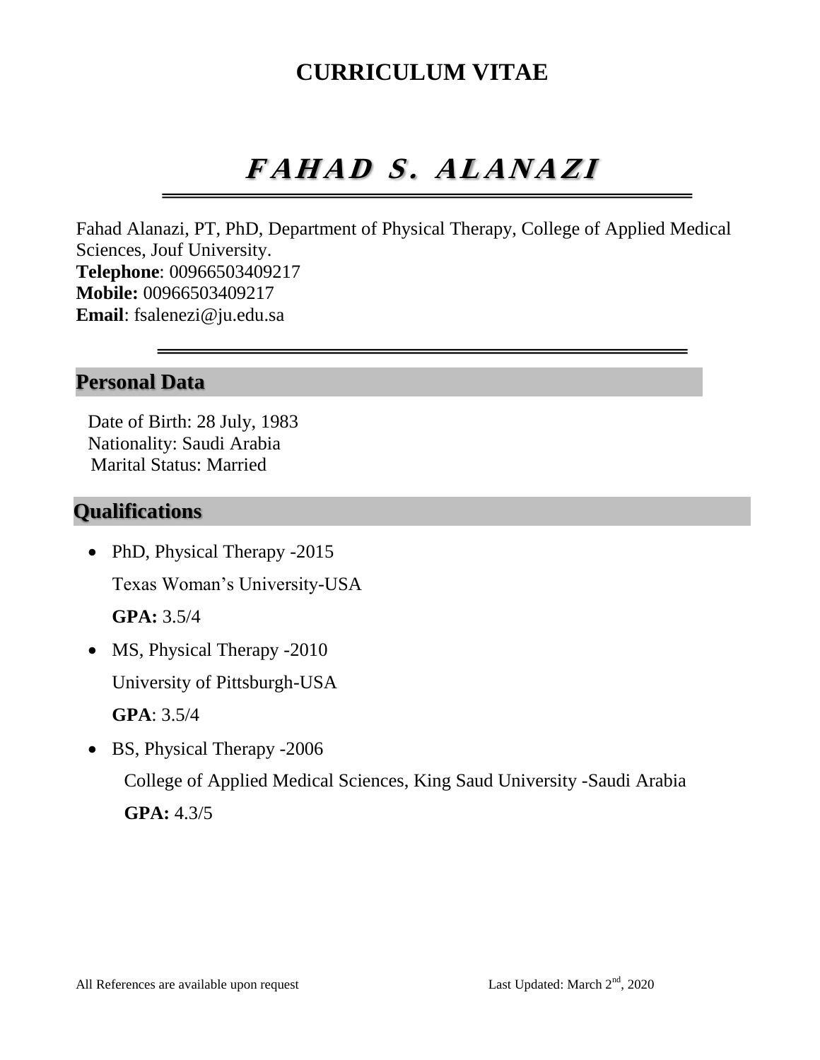# CURRICULUM VITAE

# *FAHAD S. ALANAZI*

Fahad Alanazi, PT, PhD, Department of Physical Therapy, College of Applied Medical Sciences, Jouf University.
**Telephone**: 00966503409217
**Mobile:** 00966503409217
**Email**: fsalenezi@ju.edu.sa

## Personal Data

Date of Birth: 28 July, 1983
Nationality: Saudi Arabia
Marital Status: Married

## Qualifications

- PhD, Physical Therapy -2015

  Texas Woman's University-USA

  **GPA:** 3.5/4

- MS, Physical Therapy -2010

  University of Pittsburgh-USA

  **GPA**: 3.5/4

- BS, Physical Therapy -2006

  College of Applied Medical Sciences, King Saud University -Saudi Arabia

  **GPA:** 4.3/5

All References are available upon request

Last Updated: March 2nd, 2020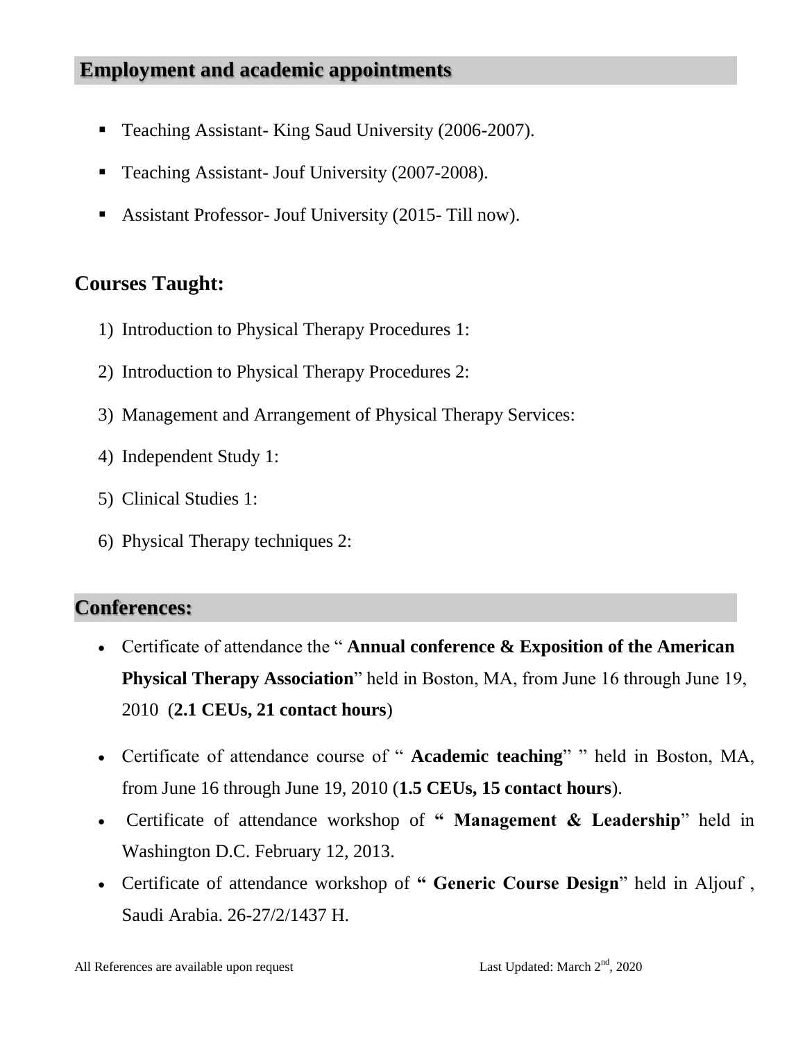## Employment and academic appointments

- Teaching Assistant- King Saud University (2006-2007).
- Teaching Assistant- Jouf University (2007-2008).
- Assistant Professor- Jouf University (2015- Till now).

## Courses Taught:

1) Introduction to Physical Therapy Procedures 1:
2) Introduction to Physical Therapy Procedures 2:
3) Management and Arrangement of Physical Therapy Services:
4) Independent Study 1:
5) Clinical Studies 1:
6) Physical Therapy techniques 2:

## Conferences:

- Certificate of attendance the " **Annual conference & Exposition of the American Physical Therapy Association**" held in Boston, MA, from June 16 through June 19, 2010 (**2.1 CEUs, 21 contact hours**)
- Certificate of attendance course of " **Academic teaching**" " held in Boston, MA, from June 16 through June 19, 2010 (**1.5 CEUs, 15 contact hours**).
- Certificate of attendance workshop of **" Management & Leadership**" held in Washington D.C. February 12, 2013.
- Certificate of attendance workshop of **" Generic Course Design**" held in Aljouf , Saudi Arabia. 26-27/2/1437 H.

All References are available upon request

Last Updated: March 2nd, 2020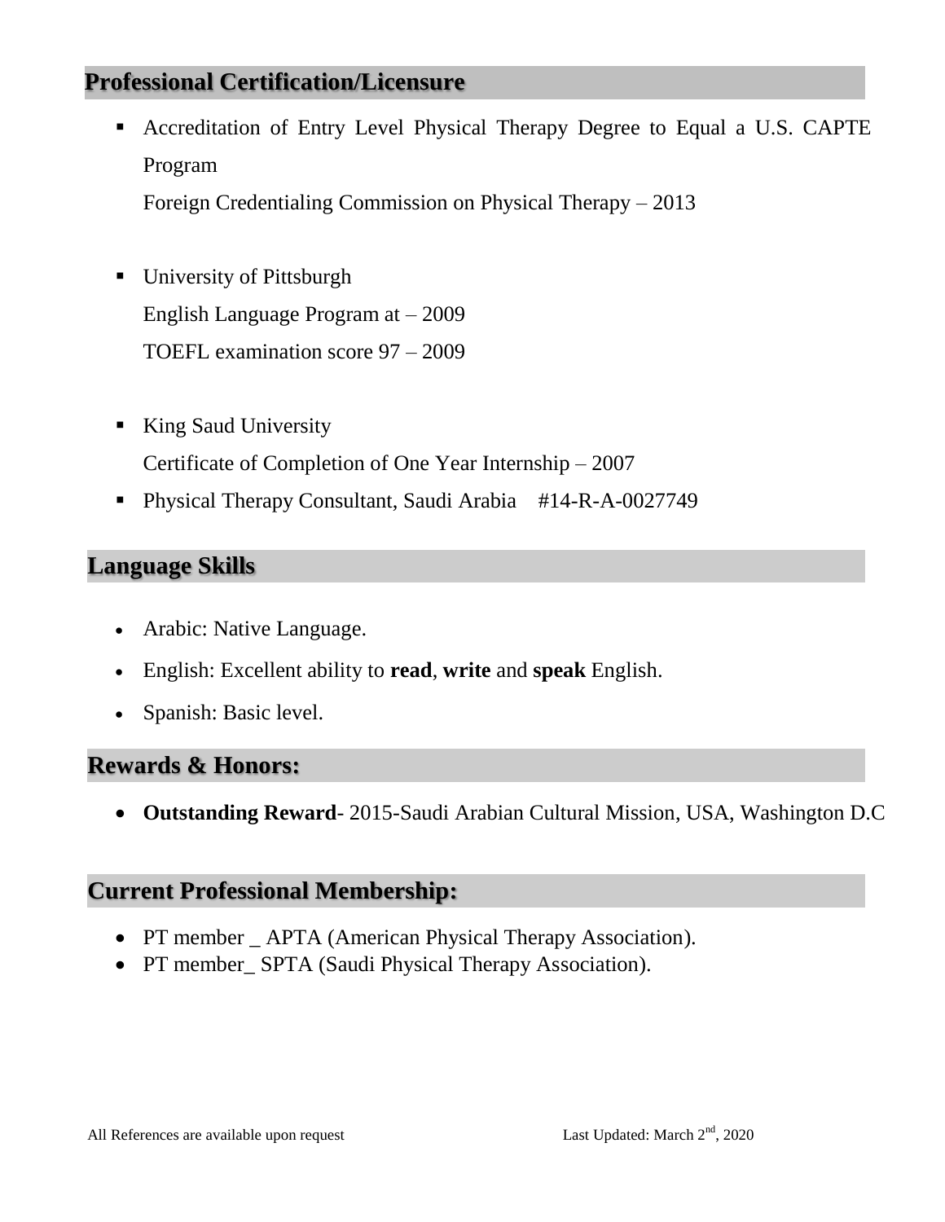## Professional Certification/Licensure

- Accreditation of Entry Level Physical Therapy Degree to Equal a U.S. CAPTE Program
  Foreign Credentialing Commission on Physical Therapy – 2013

- University of Pittsburgh
  English Language Program at – 2009
  TOEFL examination score 97 – 2009

- King Saud University
  Certificate of Completion of One Year Internship – 2007
- Physical Therapy Consultant, Saudi Arabia #14-R-A-0027749

## Language Skills

- Arabic: Native Language.
- English: Excellent ability to **read**, **write** and **speak** English.
- Spanish: Basic level.

## Rewards & Honors:

- **Outstanding Reward**- 2015-Saudi Arabian Cultural Mission, USA, Washington D.C

## Current Professional Membership:

- PT member _ APTA (American Physical Therapy Association).
- PT member_ SPTA (Saudi Physical Therapy Association).

All References are available upon request Last Updated: March 2nd, 2020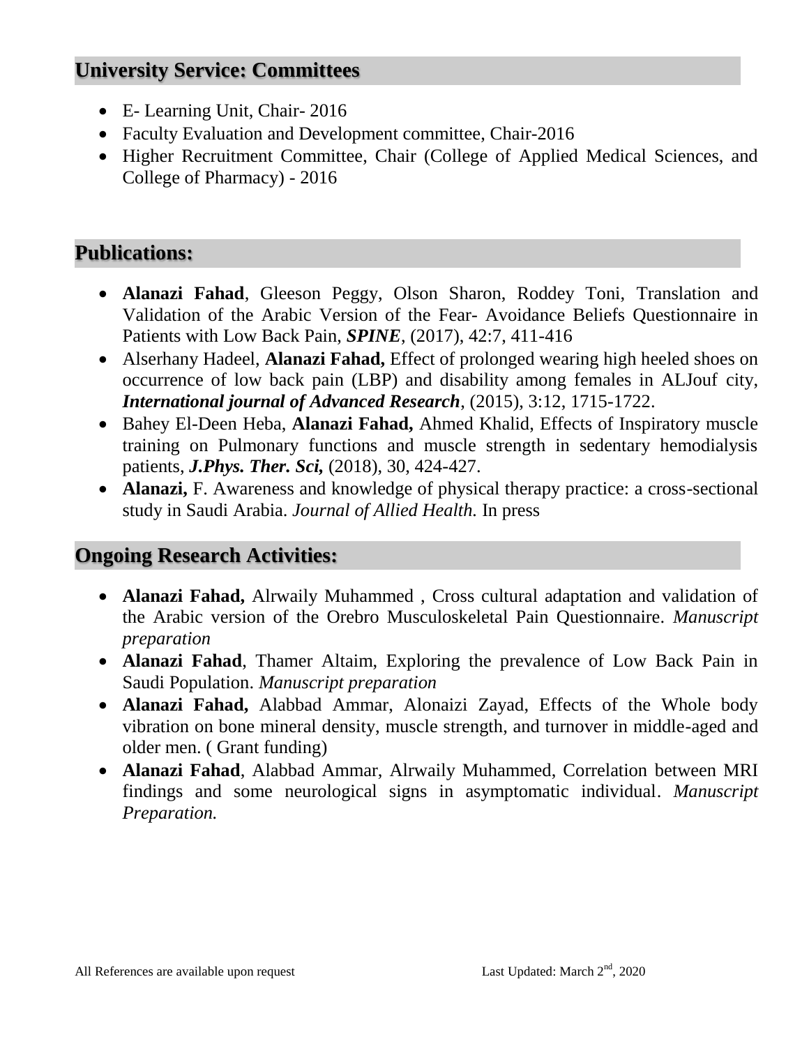## University Service: Committees

- E- Learning Unit, Chair- 2016
- Faculty Evaluation and Development committee, Chair-2016
- Higher Recruitment Committee, Chair (College of Applied Medical Sciences, and College of Pharmacy) - 2016

## Publications:

- **Alanazi Fahad**, Gleeson Peggy, Olson Sharon, Roddey Toni, Translation and Validation of the Arabic Version of the Fear- Avoidance Beliefs Questionnaire in Patients with Low Back Pain, ***SPINE***, (2017), 42:7, 411-416
- Alserhany Hadeel, **Alanazi Fahad,** Effect of prolonged wearing high heeled shoes on occurrence of low back pain (LBP) and disability among females in ALJouf city, ***International journal of Advanced Research***, (2015), 3:12, 1715-1722.
- Bahey El-Deen Heba, **Alanazi Fahad,** Ahmed Khalid, Effects of Inspiratory muscle training on Pulmonary functions and muscle strength in sedentary hemodialysis patients, ***J.Phys. Ther. Sci,*** (2018), 30, 424-427.
- **Alanazi,** F. Awareness and knowledge of physical therapy practice: a cross-sectional study in Saudi Arabia. *Journal of Allied Health.* In press

## Ongoing Research Activities:

- **Alanazi Fahad,** Alrwaily Muhammed , Cross cultural adaptation and validation of the Arabic version of the Orebro Musculoskeletal Pain Questionnaire. *Manuscript preparation*
- **Alanazi Fahad**, Thamer Altaim, Exploring the prevalence of Low Back Pain in Saudi Population. *Manuscript preparation*
- **Alanazi Fahad,** Alabbad Ammar, Alonaizi Zayad, Effects of the Whole body vibration on bone mineral density, muscle strength, and turnover in middle-aged and older men. ( Grant funding)
- **Alanazi Fahad**, Alabbad Ammar, Alrwaily Muhammed, Correlation between MRI findings and some neurological signs in asymptomatic individual. *Manuscript Preparation.*

All References are available upon request

Last Updated: March 2nd, 2020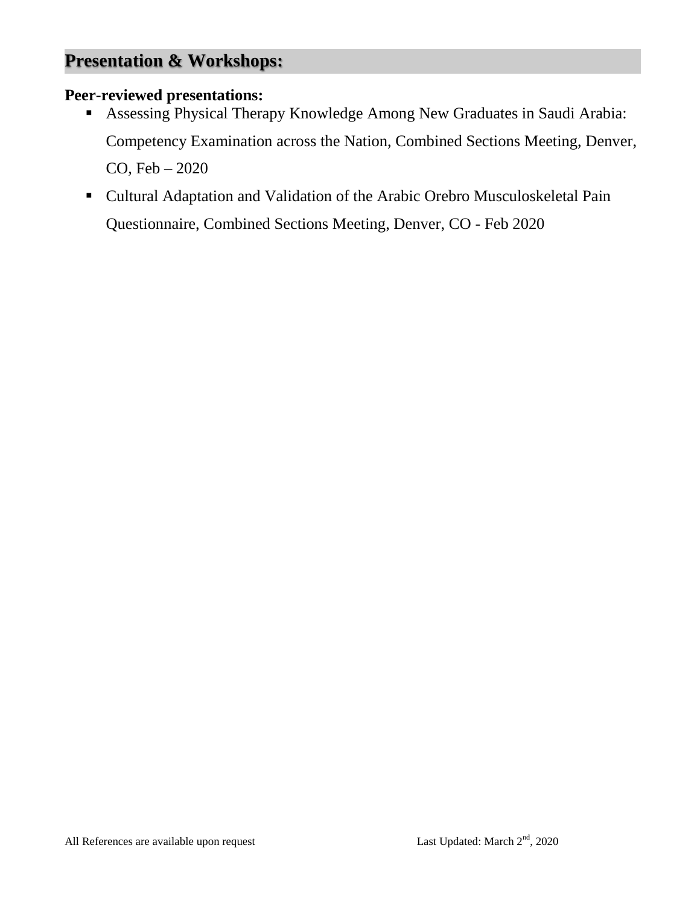## Presentation & Workshops:

**Peer-reviewed presentations:**

- Assessing Physical Therapy Knowledge Among New Graduates in Saudi Arabia: Competency Examination across the Nation, Combined Sections Meeting, Denver, CO, Feb – 2020
- Cultural Adaptation and Validation of the Arabic Orebro Musculoskeletal Pain Questionnaire, Combined Sections Meeting, Denver, CO - Feb 2020

All References are available upon request

Last Updated: March 2nd, 2020